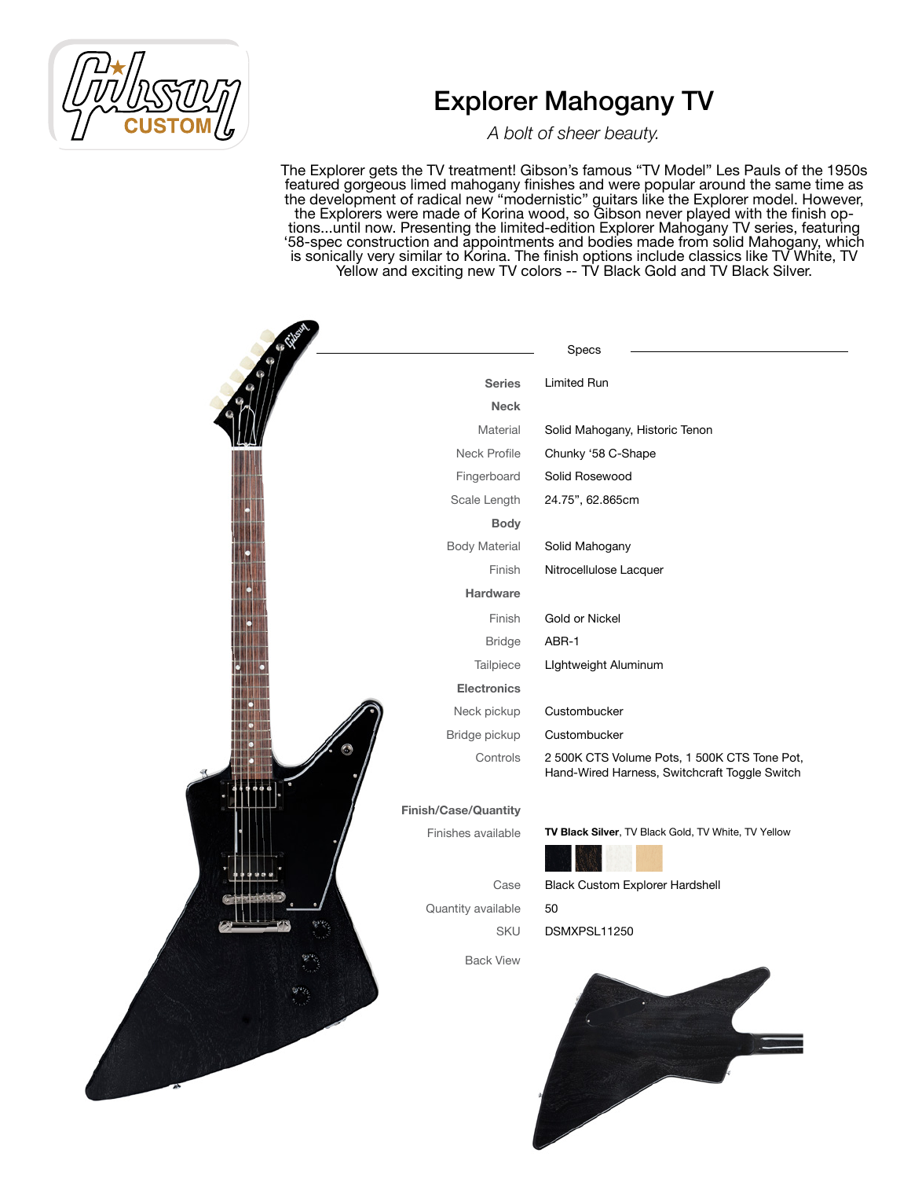Gibson CUSTOM

# Explorer Mahogany TV

*A bolt of sheer beauty.*

The Explorer gets the TV treatment! Gibson's famous "TV Model" Les Pauls of the 1950s featured gorgeous limed mahogany finishes and were popular around the same time as the development of radical new "modernistic" guitars like the Explorer model. However, the Explorers were made of Korina wood, so Gibson never played with the finish options...until now. Presenting the limited-edition Explorer Mahogany TV series, featuring '58-spec construction and appointments and bodies made from solid Mahogany, which is sonically very similar to Korina. The finish options include classics like TV White, TV Yellow and exciting new TV colors -- TV Black Gold and TV Black Silver.

## Specs

| | |
|---|---|
| **Series** | Limited Run |
| **Neck** | |
| Material | Solid Mahogany, Historic Tenon |
| Neck Profile | Chunky '58 C-Shape |
| Fingerboard | Solid Rosewood |
| Scale Length | 24.75", 62.865cm |
| **Body** | |
| Body Material | Solid Mahogany |
| Finish | Nitrocellulose Lacquer |
| **Hardware** | |
| Finish | Gold or Nickel |
| Bridge | ABR-1 |
| Tailpiece | LIghtweight Aluminum |
| **Electronics** | |
| Neck pickup | Custombucker |
| Bridge pickup | Custombucker |
| Controls | 2 500K CTS Volume Pots, 1 500K CTS Tone Pot, Hand-Wired Harness, Switchcraft Toggle Switch |
| **Finish/Case/Quantity** | |
| Finishes available | **TV Black Silver**, TV Black Gold, TV White, TV Yellow |
| Case | Black Custom Explorer Hardshell |
| Quantity available | 50 |
| SKU | DSMXPSL11250 |
| Back View | |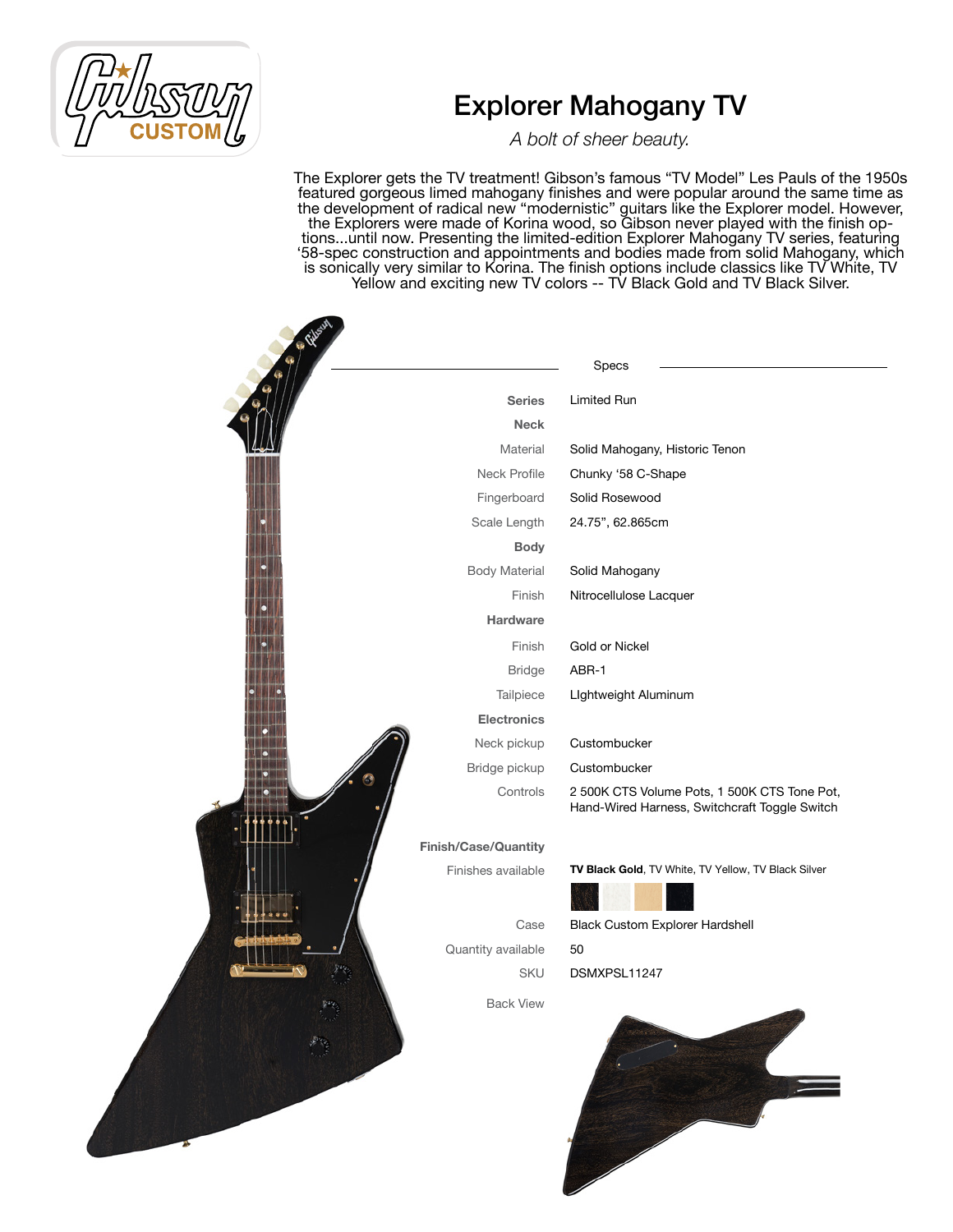# Explorer Mahogany TV

*A bolt of sheer beauty.*

The Explorer gets the TV treatment! Gibson's famous "TV Model" Les Pauls of the 1950s featured gorgeous limed mahogany finishes and were popular around the same time as the development of radical new "modernistic" guitars like the Explorer model. However, the Explorers were made of Korina wood, so Gibson never played with the finish options...until now. Presenting the limited-edition Explorer Mahogany TV series, featuring '58-spec construction and appointments and bodies made from solid Mahogany, which is sonically very similar to Korina. The finish options include classics like TV White, TV Yellow and exciting new TV colors -- TV Black Gold and TV Black Silver.

## Specs

| | |
|---|---|
| **Series** | Limited Run |
| **Neck** | |
| Material | Solid Mahogany, Historic Tenon |
| Neck Profile | Chunky '58 C-Shape |
| Fingerboard | Solid Rosewood |
| Scale Length | 24.75", 62.865cm |
| **Body** | |
| Body Material | Solid Mahogany |
| Finish | Nitrocellulose Lacquer |
| **Hardware** | |
| Finish | Gold or Nickel |
| Bridge | ABR-1 |
| Tailpiece | LIghtweight Aluminum |
| **Electronics** | |
| Neck pickup | Custombucker |
| Bridge pickup | Custombucker |
| Controls | 2 500K CTS Volume Pots, 1 500K CTS Tone Pot, Hand-Wired Harness, Switchcraft Toggle Switch |
| **Finish/Case/Quantity** | |
| Finishes available | **TV Black Gold**, TV White, TV Yellow, TV Black Silver |
| Case | Black Custom Explorer Hardshell |
| Quantity available | 50 |
| SKU | DSMXPSL11247 |
| Back View | |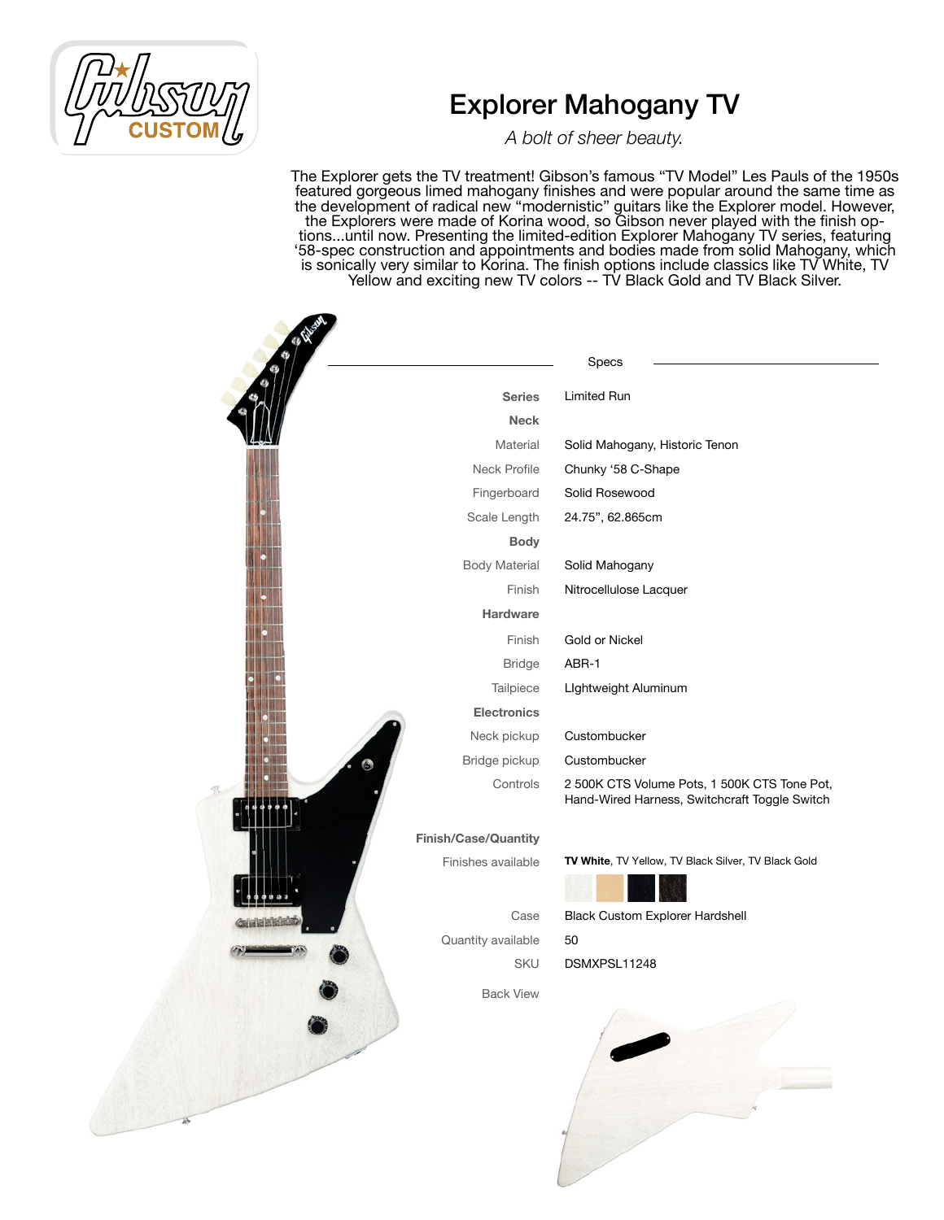Gibson CUSTOM

# Explorer Mahogany TV

*A bolt of sheer beauty.*

The Explorer gets the TV treatment! Gibson's famous "TV Model" Les Pauls of the 1950s featured gorgeous limed mahogany finishes and were popular around the same time as the development of radical new "modernistic" guitars like the Explorer model. However, the Explorers were made of Korina wood, so Gibson never played with the finish options...until now. Presenting the limited-edition Explorer Mahogany TV series, featuring '58-spec construction and appointments and bodies made from solid Mahogany, which is sonically very similar to Korina. The finish options include classics like TV White, TV Yellow and exciting new TV colors -- TV Black Gold and TV Black Silver.

## Specs

| | |
|---|---|
| **Series** | Limited Run |
| **Neck** | |
| Material | Solid Mahogany, Historic Tenon |
| Neck Profile | Chunky '58 C-Shape |
| Fingerboard | Solid Rosewood |
| Scale Length | 24.75", 62.865cm |
| **Body** | |
| Body Material | Solid Mahogany |
| Finish | Nitrocellulose Lacquer |
| **Hardware** | |
| Finish | Gold or Nickel |
| Bridge | ABR-1 |
| Tailpiece | LIghtweight Aluminum |
| **Electronics** | |
| Neck pickup | Custombucker |
| Bridge pickup | Custombucker |
| Controls | 2 500K CTS Volume Pots, 1 500K CTS Tone Pot, Hand-Wired Harness, Switchcraft Toggle Switch |
| **Finish/Case/Quantity** | |
| Finishes available | **TV White**, TV Yellow, TV Black Silver, TV Black Gold |
| Case | Black Custom Explorer Hardshell |
| Quantity available | 50 |
| SKU | DSMXPSL11248 |
| Back View | |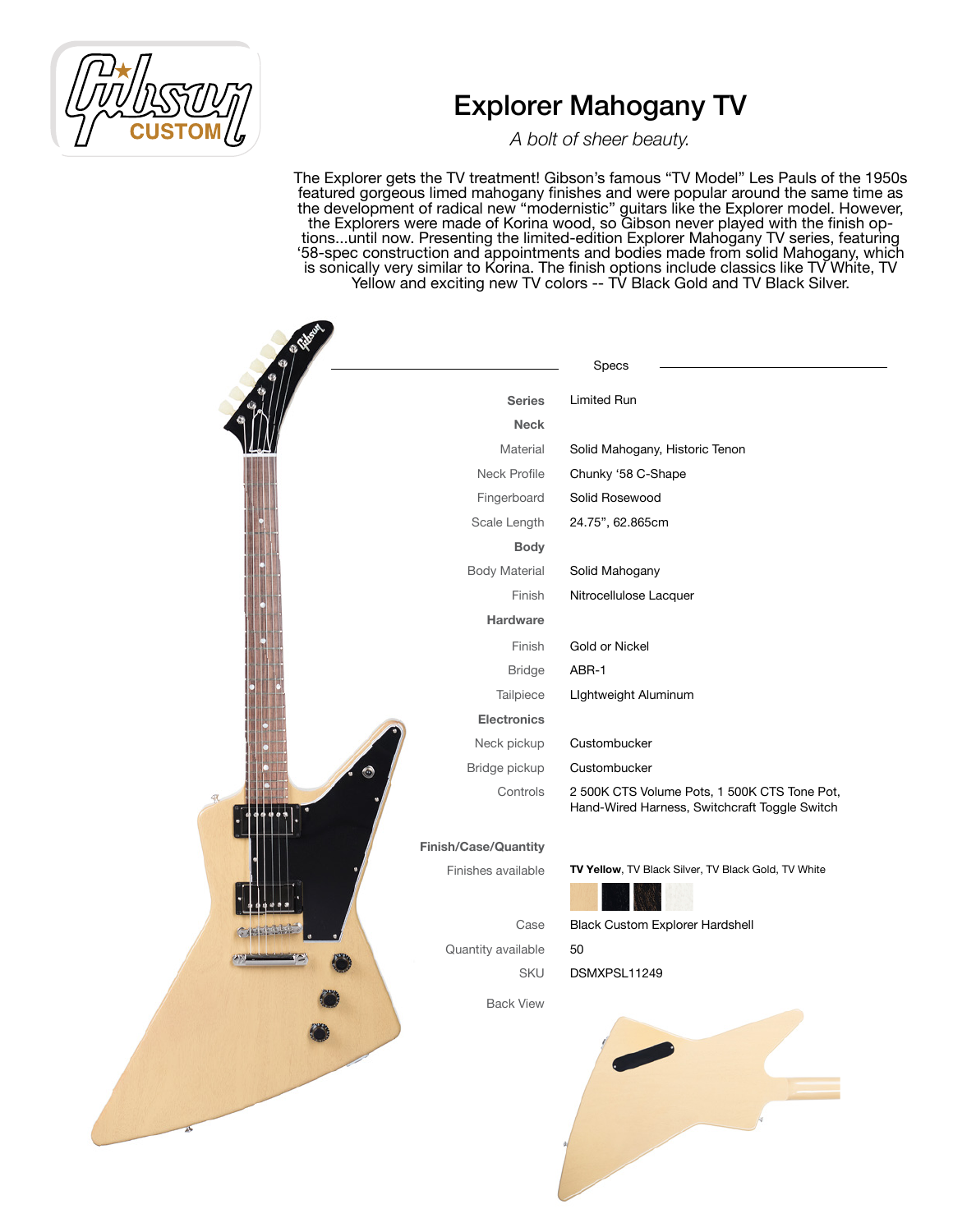Gibson CUSTOM

# Explorer Mahogany TV

*A bolt of sheer beauty.*

The Explorer gets the TV treatment! Gibson's famous "TV Model" Les Pauls of the 1950s featured gorgeous limed mahogany finishes and were popular around the same time as the development of radical new "modernistic" guitars like the Explorer model. However, the Explorers were made of Korina wood, so Gibson never played with the finish options...until now. Presenting the limited-edition Explorer Mahogany TV series, featuring '58-spec construction and appointments and bodies made from solid Mahogany, which is sonically very similar to Korina. The finish options include classics like TV White, TV Yellow and exciting new TV colors -- TV Black Gold and TV Black Silver.

## Specs

| | |
|---|---|
| **Series** | Limited Run |
| **Neck** | |
| Material | Solid Mahogany, Historic Tenon |
| Neck Profile | Chunky '58 C-Shape |
| Fingerboard | Solid Rosewood |
| Scale Length | 24.75", 62.865cm |
| **Body** | |
| Body Material | Solid Mahogany |
| Finish | Nitrocellulose Lacquer |
| **Hardware** | |
| Finish | Gold or Nickel |
| Bridge | ABR-1 |
| Tailpiece | LIghtweight Aluminum |
| **Electronics** | |
| Neck pickup | Custombucker |
| Bridge pickup | Custombucker |
| Controls | 2 500K CTS Volume Pots, 1 500K CTS Tone Pot, Hand-Wired Harness, Switchcraft Toggle Switch |
| **Finish/Case/Quantity** | |
| Finishes available | **TV Yellow**, TV Black Silver, TV Black Gold, TV White |
| Case | Black Custom Explorer Hardshell |
| Quantity available | 50 |
| SKU | DSMXPSL11249 |
| Back View | |